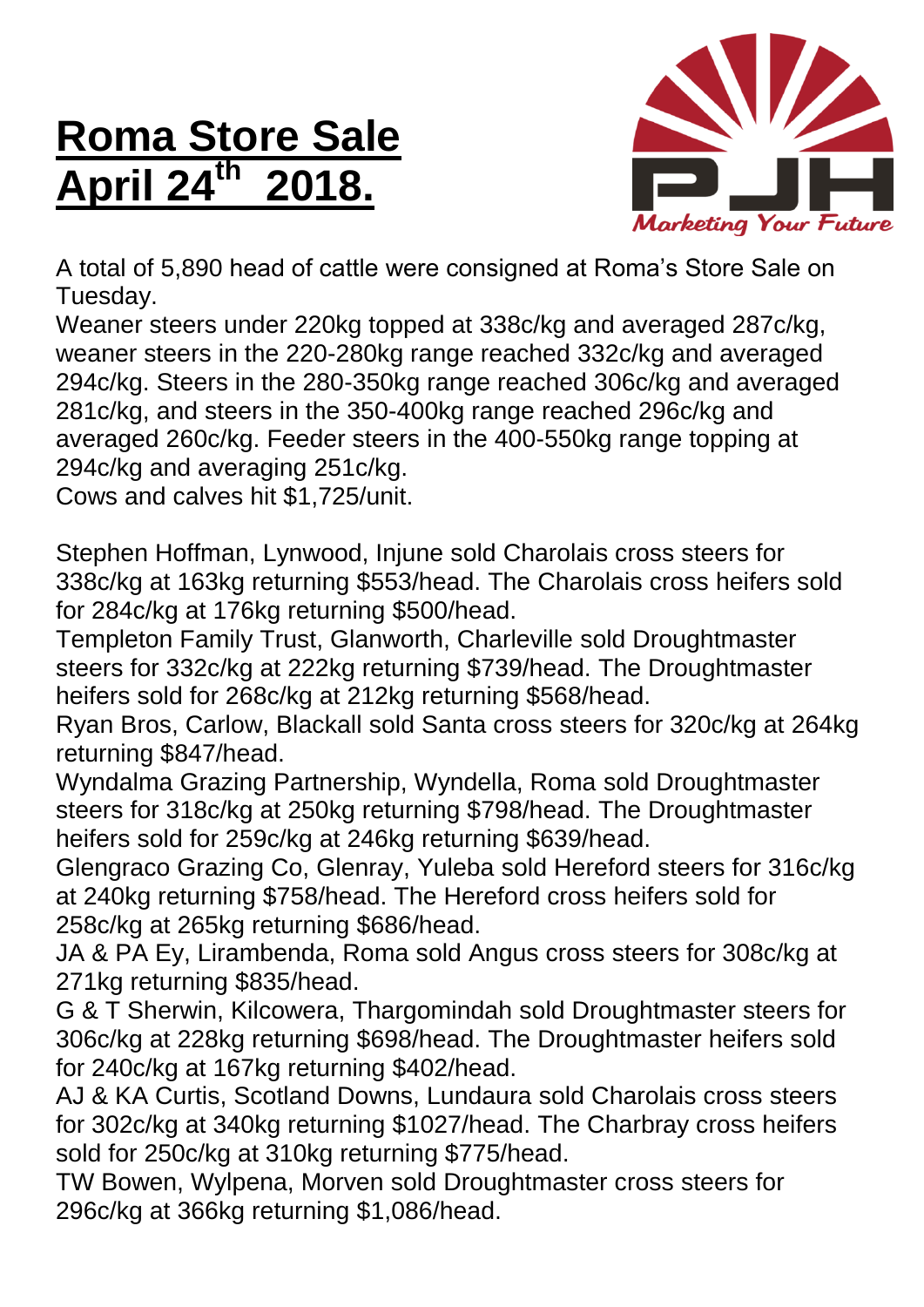# Roma Store Sale April 24th 2018.

A total of 5,890 head of cattle were consigned at Roma's Store Sale on Tuesday.

Weaner steers under 220kg topped at 338c/kg and averaged 287c/kg, weaner steers in the 220-280kg range reached 332c/kg and averaged 294c/kg. Steers in the 280-350kg range reached 306c/kg and averaged 281c/kg, and steers in the 350-400kg range reached 296c/kg and averaged 260c/kg. Feeder steers in the 400-550kg range topping at 294c/kg and averaging 251c/kg.

Cows and calves hit $1,725/unit.

Stephen Hoffman, Lynwood, Injune sold Charolais cross steers for 338c/kg at 163kg returning $553/head. The Charolais cross heifers sold for 284c/kg at 176kg returning $500/head.

Templeton Family Trust, Glanworth, Charleville sold Droughtmaster steers for 332c/kg at 222kg returning $739/head. The Droughtmaster heifers sold for 268c/kg at 212kg returning $568/head.

Ryan Bros, Carlow, Blackall sold Santa cross steers for 320c/kg at 264kg returning $847/head.

Wyndalma Grazing Partnership, Wyndella, Roma sold Droughtmaster steers for 318c/kg at 250kg returning $798/head. The Droughtmaster heifers sold for 259c/kg at 246kg returning $639/head.

Glengraco Grazing Co, Glenray, Yuleba sold Hereford steers for 316c/kg at 240kg returning $758/head. The Hereford cross heifers sold for 258c/kg at 265kg returning $686/head.

JA & PA Ey, Lirambenda, Roma sold Angus cross steers for 308c/kg at 271kg returning $835/head.

G & T Sherwin, Kilcowera, Thargomindah sold Droughtmaster steers for 306c/kg at 228kg returning $698/head. The Droughtmaster heifers sold for 240c/kg at 167kg returning $402/head.

AJ & KA Curtis, Scotland Downs, Lundaura sold Charolais cross steers for 302c/kg at 340kg returning $1027/head. The Charbray cross heifers sold for 250c/kg at 310kg returning $775/head.

TW Bowen, Wylpena, Morven sold Droughtmaster cross steers for 296c/kg at 366kg returning $1,086/head.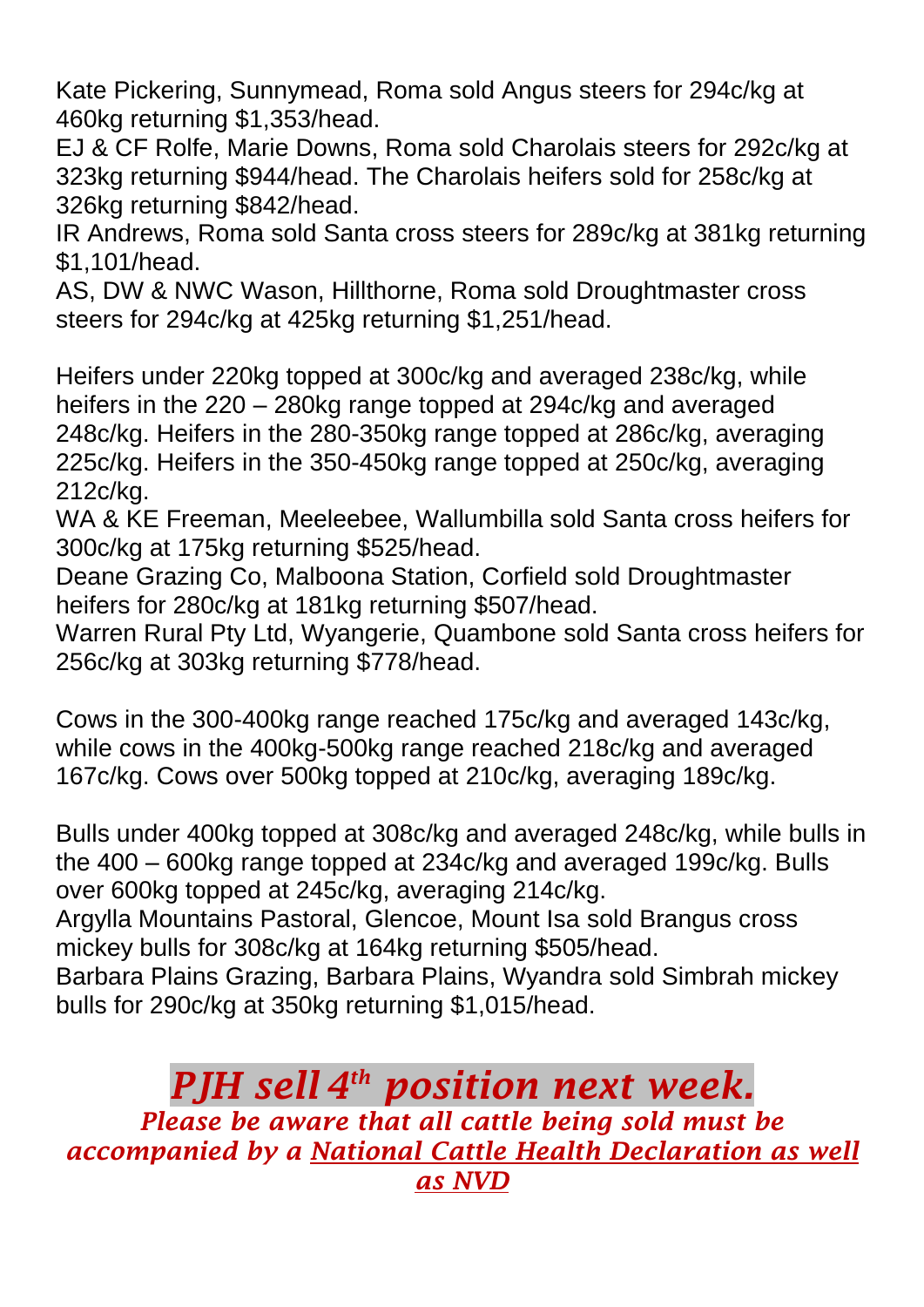Kate Pickering, Sunnymead, Roma sold Angus steers for 294c/kg at 460kg returning $1,353/head.
EJ & CF Rolfe, Marie Downs, Roma sold Charolais steers for 292c/kg at 323kg returning $944/head. The Charolais heifers sold for 258c/kg at 326kg returning $842/head.
IR Andrews, Roma sold Santa cross steers for 289c/kg at 381kg returning $1,101/head.
AS, DW & NWC Wason, Hillthorne, Roma sold Droughtmaster cross steers for 294c/kg at 425kg returning $1,251/head.

Heifers under 220kg topped at 300c/kg and averaged 238c/kg, while heifers in the 220 – 280kg range topped at 294c/kg and averaged 248c/kg. Heifers in the 280-350kg range topped at 286c/kg, averaging 225c/kg. Heifers in the 350-450kg range topped at 250c/kg, averaging 212c/kg.
WA & KE Freeman, Meeleebee, Wallumbilla sold Santa cross heifers for 300c/kg at 175kg returning $525/head.
Deane Grazing Co, Malboona Station, Corfield sold Droughtmaster heifers for 280c/kg at 181kg returning $507/head.
Warren Rural Pty Ltd, Wyangerie, Quambone sold Santa cross heifers for 256c/kg at 303kg returning $778/head.

Cows in the 300-400kg range reached 175c/kg and averaged 143c/kg, while cows in the 400kg-500kg range reached 218c/kg and averaged 167c/kg. Cows over 500kg topped at 210c/kg, averaging 189c/kg.

Bulls under 400kg topped at 308c/kg and averaged 248c/kg, while bulls in the 400 – 600kg range topped at 234c/kg and averaged 199c/kg. Bulls over 600kg topped at 245c/kg, averaging 214c/kg.
Argylla Mountains Pastoral, Glencoe, Mount Isa sold Brangus cross mickey bulls for 308c/kg at 164kg returning $505/head.
Barbara Plains Grazing, Barbara Plains, Wyandra sold Simbrah mickey bulls for 290c/kg at 350kg returning $1,015/head.

## *PJH sell 4th position next week.*

***Please be aware that all cattle being sold must be accompanied by a <u>National Cattle Health Declaration as well as NVD</u>***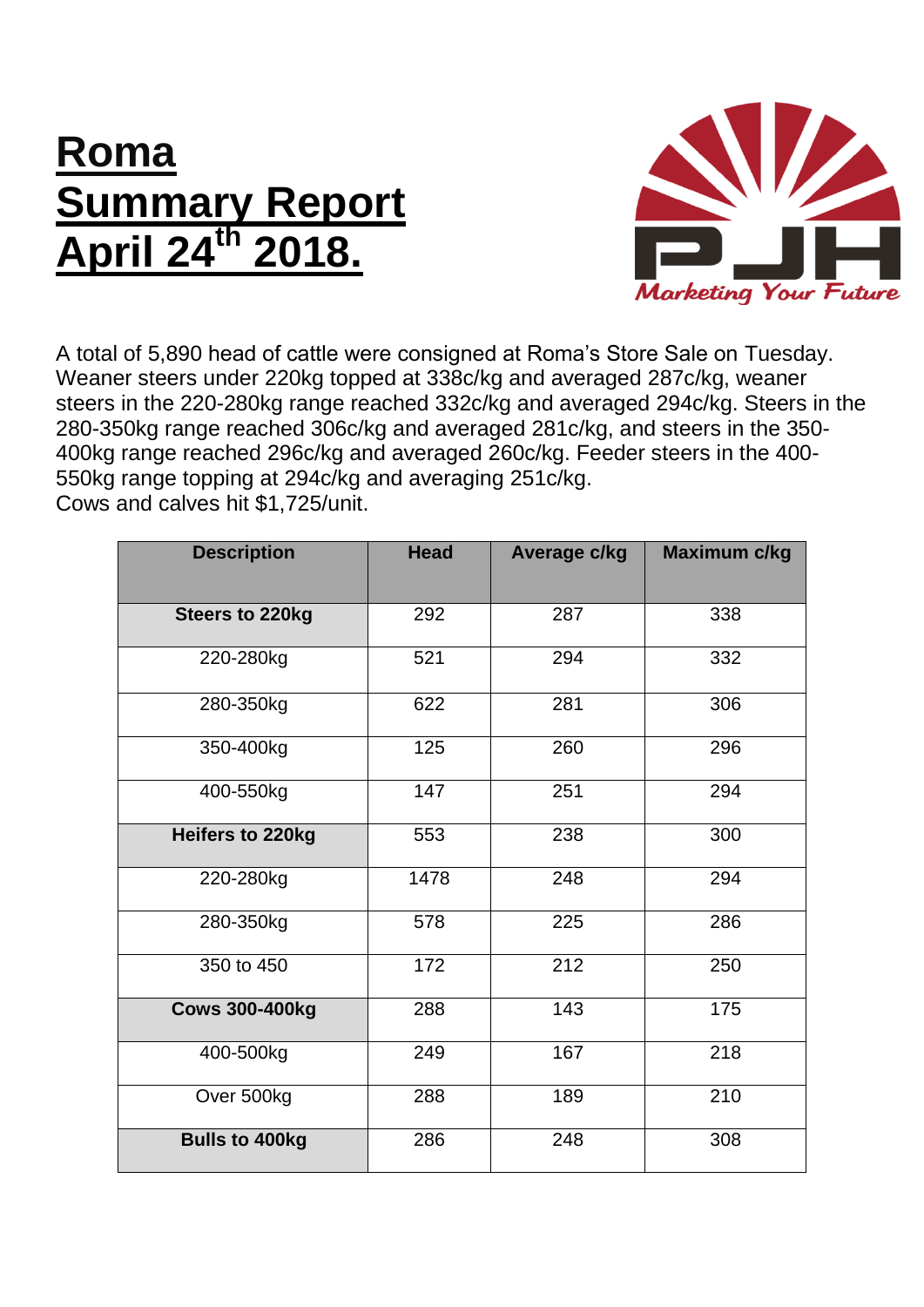# Roma Summary Report April 24th 2018.

PJH

*Marketing Your Future*

A total of 5,890 head of cattle were consigned at Roma's Store Sale on Tuesday. Weaner steers under 220kg topped at 338c/kg and averaged 287c/kg, weaner steers in the 220-280kg range reached 332c/kg and averaged 294c/kg. Steers in the 280-350kg range reached 306c/kg and averaged 281c/kg, and steers in the 350-400kg range reached 296c/kg and averaged 260c/kg. Feeder steers in the 400-550kg range topping at 294c/kg and averaging 251c/kg.
Cows and calves hit $1,725/unit.

| Description | Head | Average c/kg | Maximum c/kg |
|---|---|---|---|
| **Steers to 220kg** | 292 | 287 | 338 |
| 220-280kg | 521 | 294 | 332 |
| 280-350kg | 622 | 281 | 306 |
| 350-400kg | 125 | 260 | 296 |
| 400-550kg | 147 | 251 | 294 |
| **Heifers to 220kg** | 553 | 238 | 300 |
| 220-280kg | 1478 | 248 | 294 |
| 280-350kg | 578 | 225 | 286 |
| 350 to 450 | 172 | 212 | 250 |
| **Cows 300-400kg** | 288 | 143 | 175 |
| 400-500kg | 249 | 167 | 218 |
| Over 500kg | 288 | 189 | 210 |
| **Bulls to 400kg** | 286 | 248 | 308 |